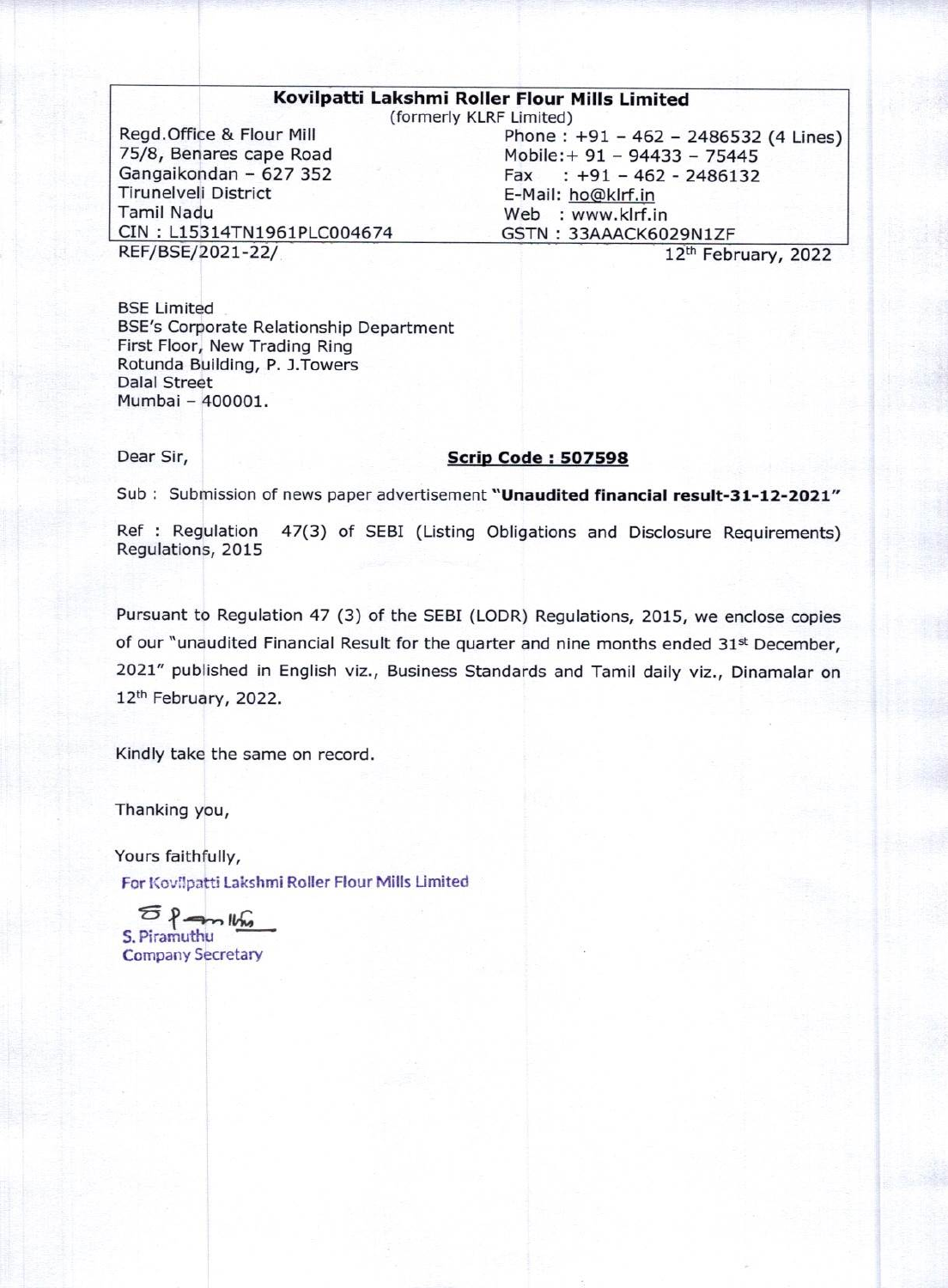**Kovilpatti Lakshmi Roller Flour Mills Limited**
(formerly KLRF Limited)

Regd.Office & Flour Mill
75/8, Benares cape Road
Gangaikondan – 627 352
Tirunelveli District
Tamil Nadu
CIN : L15314TN1961PLC004674

Phone : +91 – 462 – 2486532 (4 Lines)
Mobile:+ 91 – 94433 – 75445
Fax : +91 – 462 - 2486132
E-Mail: ho@klrf.in
Web : www.klrf.in
GSTN : 33AAACK6029N1ZF

REF/BSE/2021-22/

12th February, 2022

BSE Limited
BSE's Corporate Relationship Department
First Floor, New Trading Ring
Rotunda Building, P. J.Towers
Dalal Street
Mumbai – 400001.

Dear Sir,

**Scrip Code : 507598**

Sub : Submission of news paper advertisement **"Unaudited financial result-31-12-2021"**

Ref : Regulation 47(3) of SEBI (Listing Obligations and Disclosure Requirements) Regulations, 2015

Pursuant to Regulation 47 (3) of the SEBI (LODR) Regulations, 2015, we enclose copies of our "unaudited Financial Result for the quarter and nine months ended 31st December, 2021" published in English viz., Business Standards and Tamil daily viz., Dinamalar on 12th February, 2022.

Kindly take the same on record.

Thanking you,

Yours faithfully,

For Kovilpatti Lakshmi Roller Flour Mills Limited

S. Piramuthu
Company Secretary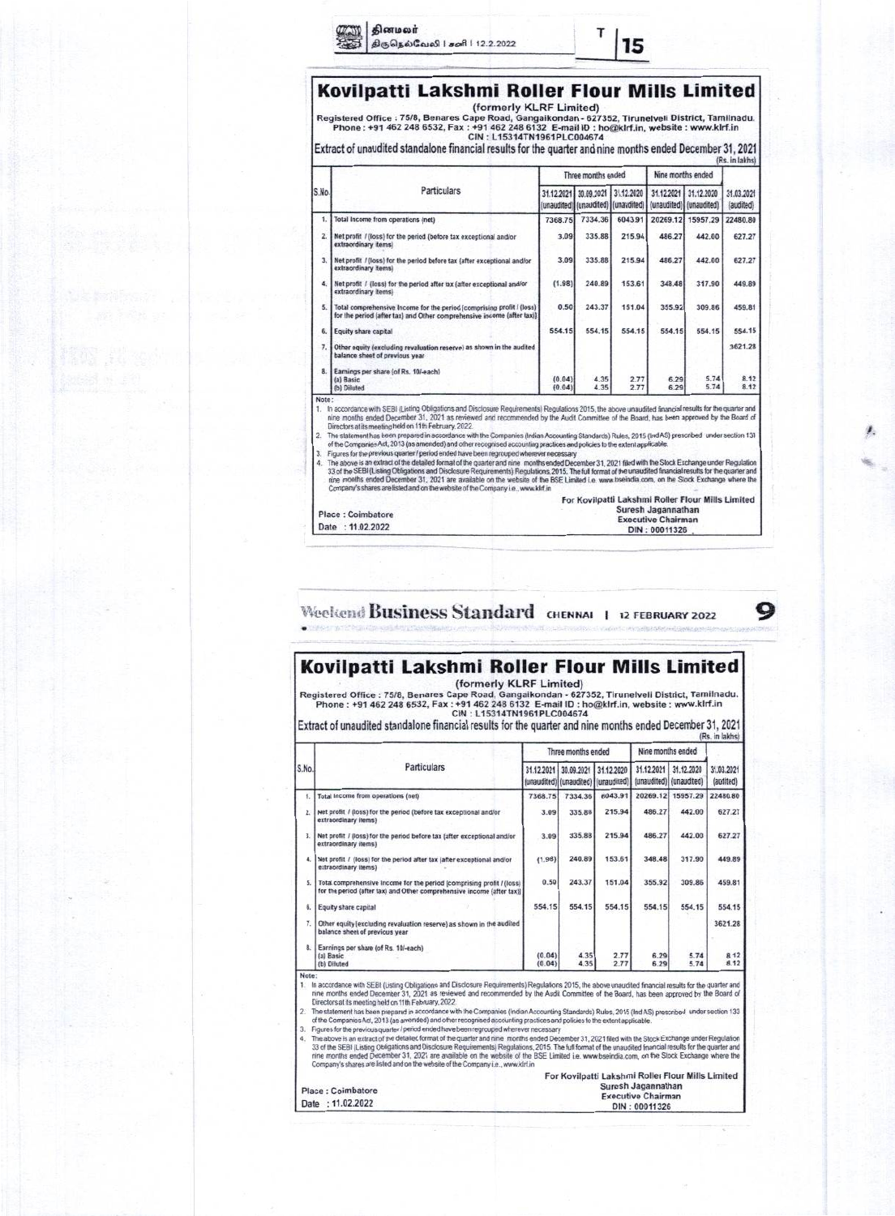தினமலர்
திருநெல்வேலி | சனி | 12.2.2022

# Kovilpatti Lakshmi Roller Flour Mills Limited

(formerly KLRF Limited)

Registered Office : 75/8, Benares Cape Road, Gangaikondan - 627352, Tirunelveli District, Tamilnadu.
Phone : +91 462 248 6532, Fax : +91 462 248 6132 E-mail ID : ho@klrf.in, website : www.klrf.in
CIN : L15314TN1961PLC004674

**Extract of unaudited standalone financial results for the quarter and nine months ended December 31, 2021**

(Rs. in lakhs)

| S.No. | Particulars | Three months ended | | | Nine months ended | | |
|---|---|---|---|---|---|---|---|
| | | 31.12.2021 (unaudited) | 30.09.2021 (unaudited) | 31.12.2020 (unaudited) | 31.12.2021 (unaudited) | 31.12.2020 (unaudited) | 31.03.2021 (audited) |
| 1. | Total Income from operations (net) | 7368.75 | 7334.36 | 6043.91 | 20269.12 | 15957.29 | 22480.80 |
| 2. | Net profit / (loss) for the period (before tax exceptional and/or extraordinary items) | 3.09 | 335.88 | 215.94 | 486.27 | 442.00 | 627.27 |
| 3. | Net profit / (loss) for the period before tax (after exceptional and/or extraordinary items) | 3.09 | 335.88 | 215.94 | 486.27 | 442.00 | 627.27 |
| 4. | Net profit / (loss) for the period after tax (after exceptional and/or extraordinary items) | (1.98) | 240.89 | 153.61 | 348.48 | 317.90 | 449.89 |
| 5. | Total comprehensive Income for the period [comprising profit / (loss) for the period (after tax) and Other comprehensive income (after tax)] | 0.50 | 243.37 | 151.04 | 355.92 | 309.86 | 459.81 |
| 6. | Equity share capital | 554.15 | 554.15 | 554.15 | 554.15 | 554.15 | 554.15 |
| 7. | Other equity (excluding revaluation reserve) as shown in the audited balance sheet of previous year | | | | | | 3621.28 |
| 8. | Earnings per share (of Rs. 10/-each) (a) Basic (b) Diluted | (0.04) (0.04) | 4.35 4.35 | 2.77 2.77 | 6.29 6.29 | 5.74 5.74 | 8.12 8.12 |

Note :

1. In accordance with SEBI (Listing Obligations and Disclosure Requirements) Regulations 2015, the above unaudited financial results for the quarter and nine months ended December 31, 2021 as reviewed and recommended by the Audit Committee of the Board, has been approved by the Board of Directors at its meeting held on 11th February, 2022.
2. The statement has been prepared in accordance with the Companies (Indian Accounting Standards) Rules, 2015 (Ind AS) prescribed under section 133 of the Companies Act, 2013 (as amended) and other recognised accounting practices and policies to the extent applicable.
3. Figures for the previous quarter / period ended have been regrouped wherever necessary
4. The above is an extract of the detailed format of the quarter and nine months ended December 31, 2021 filed with the Stock Exchange under Regulation 33 of the SEBI (Listing Obligations and Disclosure Requirements) Regulations, 2015. The full format of the unaudited financial results for the quarter and nine months ended December 31, 2021 are available on the website of the BSE Limited i.e. www.bseindia.com, on the Stock Exchange where the Company's shares are listed and on the website of the Company i.e., www.klrf.in

Place : Coimbatore
Date : 11.02.2022

For Kovilpatti Lakshmi Roller Flour Mills Limited
Suresh Jagannathan
Executive Chairman
DIN : 00011326

Weekend Business Standard CHENNAI | 12 FEBRUARY 2022

# Kovilpatti Lakshmi Roller Flour Mills Limited

(formerly KLRF Limited)

Registered Office : 75/8, Benares Cape Road, Gangaikondan - 627352, Tirunelveli District, Tamilnadu.
Phone : +91 462 248 6532, Fax : +91 462 248 6132 E-mail ID : ho@klrf.in, website : www.klrf.in
CIN : L15314TN1961PLC004674

**Extract of unaudited standalone financial results for the quarter and nine months ended December 31, 2021**

(Rs. in lakhs)

| S.No. | Particulars | Three months ended | | | Nine months ended | | |
|---|---|---|---|---|---|---|---|
| | | 31.12.2021 (unaudited) | 30.09.2021 (unaudited) | 31.12.2020 (unaudited) | 31.12.2021 (unaudited) | 31.12.2020 (unaudited) | 31.03.2021 (audited) |
| 1. | Total Income from operations (net) | 7368.75 | 7334.36 | 6043.91 | 20269.12 | 15957.29 | 22480.80 |
| 2. | Net profit / (loss) for the period (before tax exceptional and/or extraordinary items) | 3.09 | 335.88 | 215.94 | 486.27 | 442.00 | 627.27 |
| 3. | Net profit / (loss) for the period before tax (after exceptional and/or extraordinary items) | 3.09 | 335.88 | 215.94 | 486.27 | 442.00 | 627.27 |
| 4. | Net profit / (loss) for the period after tax (after exceptional and/or extraordinary items) | (1.98) | 240.89 | 153.61 | 348.48 | 317.90 | 449.89 |
| 5. | Total comprehensive Income for the period [comprising profit / (loss) for the period (after tax) and Other comprehensive income (after tax)] | 0.50 | 243.37 | 151.04 | 355.92 | 309.86 | 459.81 |
| 6. | Equity share capital | 554.15 | 554.15 | 554.15 | 554.15 | 554.15 | 554.15 |
| 7. | Other equity (excluding revaluation reserve) as shown in the audited balance sheet of previous year | | | | | | 3621.28 |
| 8. | Earnings per share (of Rs. 10/-each) (a) Basic (b) Diluted | (0.04) (0.04) | 4.35 4.35 | 2.77 2.77 | 6.29 6.29 | 5.74 5.74 | 8.12 8.12 |

Note :

1. In accordance with SEBI (Listing Obligations and Disclosure Requirements) Regulations 2015, the above unaudited financial results for the quarter and nine months ended December 31, 2021 as reviewed and recommended by the Audit Committee of the Board, has been approved by the Board of Directors at its meeting held on 11th February, 2022.
2. The statement has been prepared in accordance with the Companies (Indian Accounting Standards) Rules, 2015 (Ind AS) prescribed under section 133 of the Companies Act, 2013 (as amended) and other recognised accounting practices and policies to the extent applicable.
3. Figures for the previous quarter / period ended have been regrouped wherever necessary
4. The above is an extract of the detailed format of the quarter and nine months ended December 31, 2021 filed with the Stock Exchange under Regulation 33 of the SEBI (Listing Obligations and Disclosure Requirements) Regulations, 2015. The full format of the unaudited financial results for the quarter and nine months ended December 31, 2021 are available on the website of the BSE Limited i.e. www.bseindia.com, on the Stock Exchange where the Company's shares are listed and on the website of the Company i.e., www.klrf.in

Place : Coimbatore
Date : 11.02.2022

For Kovilpatti Lakshmi Roller Flour Mills Limited
Suresh Jagannathan
Executive Chairman
DIN : 00011326